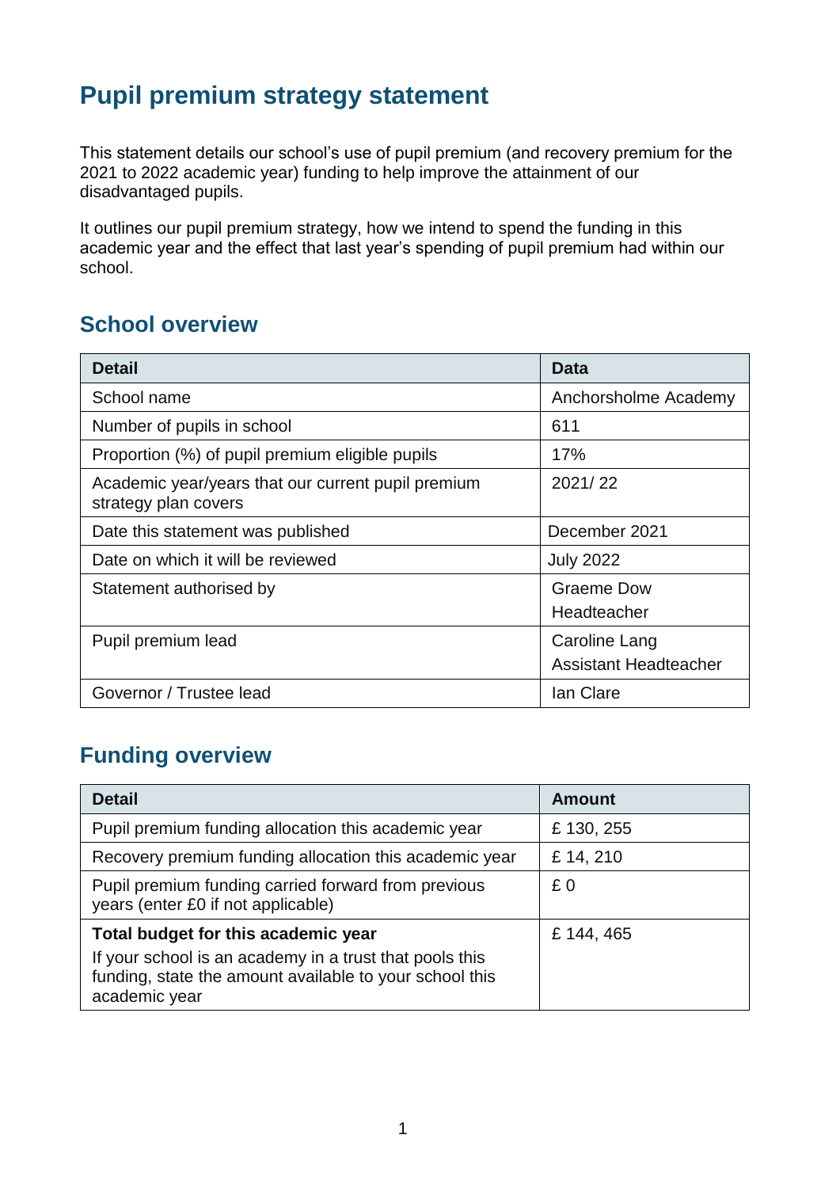# Pupil premium strategy statement

This statement details our school's use of pupil premium (and recovery premium for the 2021 to 2022 academic year) funding to help improve the attainment of our disadvantaged pupils.

It outlines our pupil premium strategy, how we intend to spend the funding in this academic year and the effect that last year's spending of pupil premium had within our school.

## School overview

| Detail | Data |
|---|---|
| School name | Anchorsholme Academy |
| Number of pupils in school | 611 |
| Proportion (%) of pupil premium eligible pupils | 17% |
| Academic year/years that our current pupil premium strategy plan covers | 2021/ 22 |
| Date this statement was published | December 2021 |
| Date on which it will be reviewed | July 2022 |
| Statement authorised by | Graeme Dow<br>Headteacher |
| Pupil premium lead | Caroline Lang<br>Assistant Headteacher |
| Governor / Trustee lead | Ian Clare |

## Funding overview

| Detail | Amount |
|---|---|
| Pupil premium funding allocation this academic year | £ 130, 255 |
| Recovery premium funding allocation this academic year | £ 14, 210 |
| Pupil premium funding carried forward from previous years (enter £0 if not applicable) | £ 0 |
| **Total budget for this academic year**<br>If your school is an academy in a trust that pools this funding, state the amount available to your school this academic year | £ 144, 465 |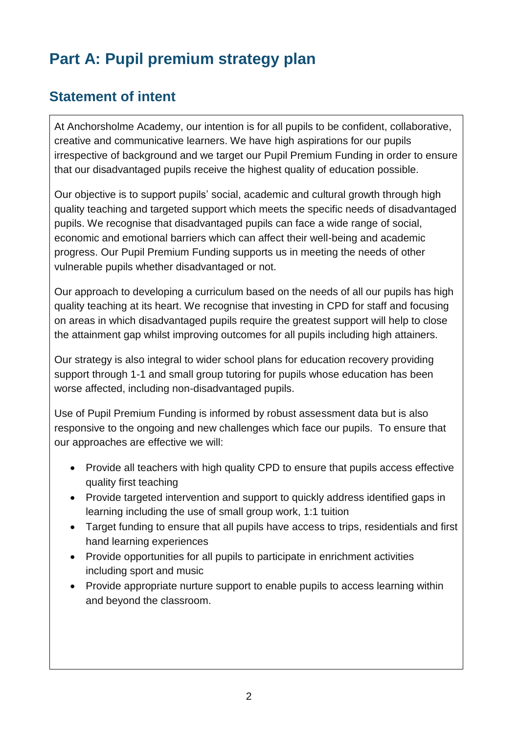# Part A: Pupil premium strategy plan

## Statement of intent

At Anchorsholme Academy, our intention is for all pupils to be confident, collaborative, creative and communicative learners. We have high aspirations for our pupils irrespective of background and we target our Pupil Premium Funding in order to ensure that our disadvantaged pupils receive the highest quality of education possible.

Our objective is to support pupils' social, academic and cultural growth through high quality teaching and targeted support which meets the specific needs of disadvantaged pupils. We recognise that disadvantaged pupils can face a wide range of social, economic and emotional barriers which can affect their well-being and academic progress. Our Pupil Premium Funding supports us in meeting the needs of other vulnerable pupils whether disadvantaged or not.

Our approach to developing a curriculum based on the needs of all our pupils has high quality teaching at its heart. We recognise that investing in CPD for staff and focusing on areas in which disadvantaged pupils require the greatest support will help to close the attainment gap whilst improving outcomes for all pupils including high attainers.

Our strategy is also integral to wider school plans for education recovery providing support through 1-1 and small group tutoring for pupils whose education has been worse affected, including non-disadvantaged pupils.

Use of Pupil Premium Funding is informed by robust assessment data but is also responsive to the ongoing and new challenges which face our pupils. To ensure that our approaches are effective we will:

- Provide all teachers with high quality CPD to ensure that pupils access effective quality first teaching
- Provide targeted intervention and support to quickly address identified gaps in learning including the use of small group work, 1:1 tuition
- Target funding to ensure that all pupils have access to trips, residentials and first hand learning experiences
- Provide opportunities for all pupils to participate in enrichment activities including sport and music
- Provide appropriate nurture support to enable pupils to access learning within and beyond the classroom.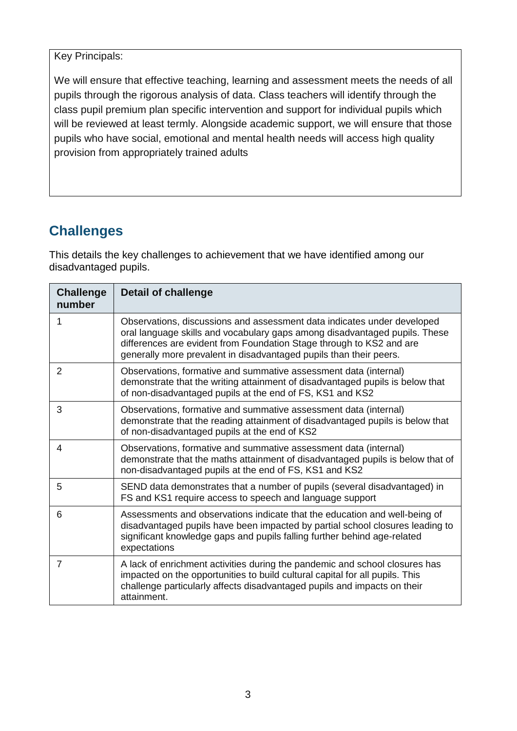Key Principals:

We will ensure that effective teaching, learning and assessment meets the needs of all pupils through the rigorous analysis of data. Class teachers will identify through the class pupil premium plan specific intervention and support for individual pupils which will be reviewed at least termly. Alongside academic support, we will ensure that those pupils who have social, emotional and mental health needs will access high quality provision from appropriately trained adults

## Challenges

This details the key challenges to achievement that we have identified among our disadvantaged pupils.

| Challenge number | Detail of challenge |
|---|---|
| 1 | Observations, discussions and assessment data indicates under developed oral language skills and vocabulary gaps among disadvantaged pupils. These differences are evident from Foundation Stage through to KS2 and are generally more prevalent in disadvantaged pupils than their peers. |
| 2 | Observations, formative and summative assessment data (internal) demonstrate that the writing attainment of disadvantaged pupils is below that of non-disadvantaged pupils at the end of FS, KS1 and KS2 |
| 3 | Observations, formative and summative assessment data (internal) demonstrate that the reading attainment of disadvantaged pupils is below that of non-disadvantaged pupils at the end of KS2 |
| 4 | Observations, formative and summative assessment data (internal) demonstrate that the maths attainment of disadvantaged pupils is below that of non-disadvantaged pupils at the end of FS, KS1 and KS2 |
| 5 | SEND data demonstrates that a number of pupils (several disadvantaged) in FS and KS1 require access to speech and language support |
| 6 | Assessments and observations indicate that the education and well-being of disadvantaged pupils have been impacted by partial school closures leading to significant knowledge gaps and pupils falling further behind age-related expectations |
| 7 | A lack of enrichment activities during the pandemic and school closures has impacted on the opportunities to build cultural capital for all pupils. This challenge particularly affects disadvantaged pupils and impacts on their attainment. |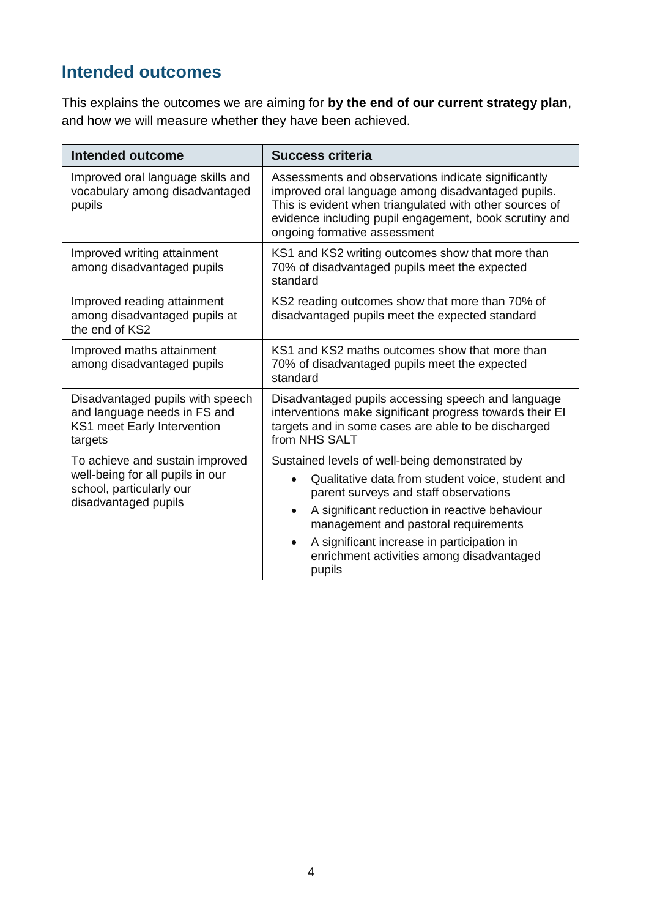## Intended outcomes

This explains the outcomes we are aiming for **by the end of our current strategy plan**, and how we will measure whether they have been achieved.

| Intended outcome | Success criteria |
|---|---|
| Improved oral language skills and vocabulary among disadvantaged pupils | Assessments and observations indicate significantly improved oral language among disadvantaged pupils. This is evident when triangulated with other sources of evidence including pupil engagement, book scrutiny and ongoing formative assessment |
| Improved writing attainment among disadvantaged pupils | KS1 and KS2 writing outcomes show that more than 70% of disadvantaged pupils meet the expected standard |
| Improved reading attainment among disadvantaged pupils at the end of KS2 | KS2 reading outcomes show that more than 70% of disadvantaged pupils meet the expected standard |
| Improved maths attainment among disadvantaged pupils | KS1 and KS2 maths outcomes show that more than 70% of disadvantaged pupils meet the expected standard |
| Disadvantaged pupils with speech and language needs in FS and KS1 meet Early Intervention targets | Disadvantaged pupils accessing speech and language interventions make significant progress towards their EI targets and in some cases are able to be discharged from NHS SALT |
| To achieve and sustain improved well-being for all pupils in our school, particularly our disadvantaged pupils | Sustained levels of well-being demonstrated by<br>• Qualitative data from student voice, student and parent surveys and staff observations<br>• A significant reduction in reactive behaviour management and pastoral requirements<br>• A significant increase in participation in enrichment activities among disadvantaged pupils |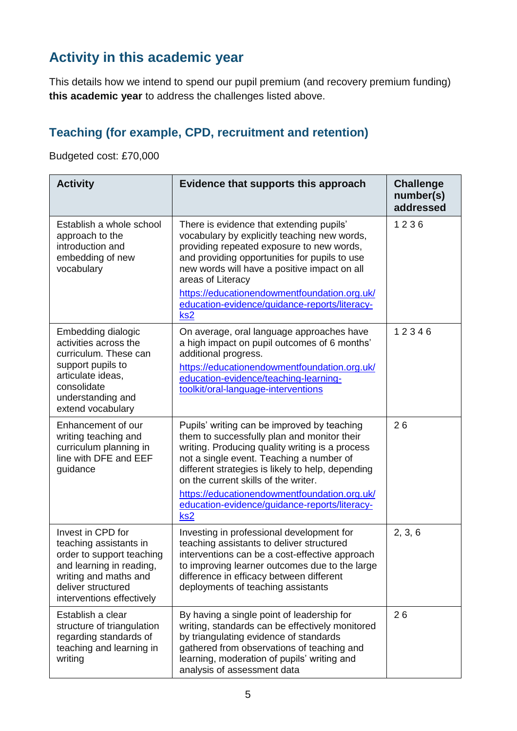## Activity in this academic year

This details how we intend to spend our pupil premium (and recovery premium funding) **this academic year** to address the challenges listed above.

### Teaching (for example, CPD, recruitment and retention)

Budgeted cost: £70,000

| Activity | Evidence that supports this approach | Challenge number(s) addressed |
|---|---|---|
| Establish a whole school approach to the introduction and embedding of new vocabulary | There is evidence that extending pupils' vocabulary by explicitly teaching new words, providing repeated exposure to new words, and providing opportunities for pupils to use new words will have a positive impact on all areas of Literacy<br>https://educationendowmentfoundation.org.uk/education-evidence/guidance-reports/literacy-ks2 | 1 2 3 6 |
| Embedding dialogic activities across the curriculum. These can support pupils to articulate ideas, consolidate understanding and extend vocabulary | On average, oral language approaches have a high impact on pupil outcomes of 6 months' additional progress.<br>https://educationendowmentfoundation.org.uk/education-evidence/teaching-learning-toolkit/oral-language-interventions | 1 2 3 4 6 |
| Enhancement of our writing teaching and curriculum planning in line with DFE and EEF guidance | Pupils' writing can be improved by teaching them to successfully plan and monitor their writing. Producing quality writing is a process not a single event. Teaching a number of different strategies is likely to help, depending on the current skills of the writer.<br>https://educationendowmentfoundation.org.uk/education-evidence/guidance-reports/literacy-ks2 | 2 6 |
| Invest in CPD for teaching assistants in order to support teaching and learning in reading, writing and maths and deliver structured interventions effectively | Investing in professional development for teaching assistants to deliver structured interventions can be a cost-effective approach to improving learner outcomes due to the large difference in efficacy between different deployments of teaching assistants | 2, 3, 6 |
| Establish a clear structure of triangulation regarding standards of teaching and learning in writing | By having a single point of leadership for writing, standards can be effectively monitored by triangulating evidence of standards gathered from observations of teaching and learning, moderation of pupils' writing and analysis of assessment data | 2 6 |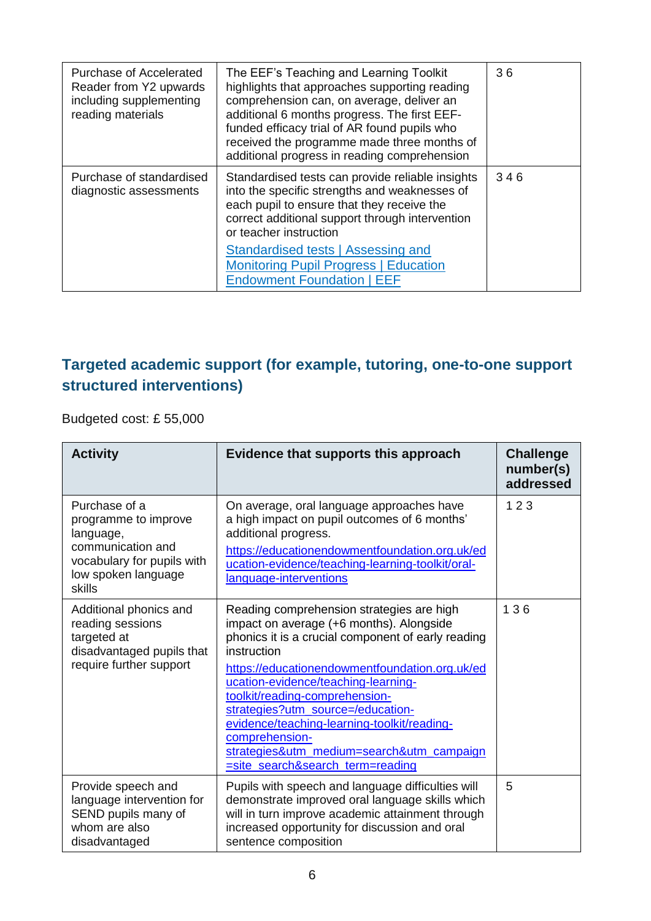| | | |
|---|---|---|
| Purchase of Accelerated Reader from Y2 upwards including supplementing reading materials | The EEF's Teaching and Learning Toolkit highlights that approaches supporting reading comprehension can, on average, deliver an additional 6 months progress. The first EEF-funded efficacy trial of AR found pupils who received the programme made three months of additional progress in reading comprehension | 3 6 |
| Purchase of standardised diagnostic assessments | Standardised tests can provide reliable insights into the specific strengths and weaknesses of each pupil to ensure that they receive the correct additional support through intervention or teacher instruction<br><br>[Standardised tests \| Assessing and Monitoring Pupil Progress \| Education Endowment Foundation \| EEF] | 3 4 6 |

## Targeted academic support (for example, tutoring, one-to-one support structured interventions)

Budgeted cost: £ 55,000

| Activity | Evidence that supports this approach | Challenge number(s) addressed |
|---|---|---|
| Purchase of a programme to improve language, communication and vocabulary for pupils with low spoken language skills | On average, oral language approaches have a high impact on pupil outcomes of 6 months' additional progress.<br><br>https://educationendowmentfoundation.org.uk/education-evidence/teaching-learning-toolkit/oral-language-interventions | 1 2 3 |
| Additional phonics and reading sessions targeted at disadvantaged pupils that require further support | Reading comprehension strategies are high impact on average (+6 months). Alongside phonics it is a crucial component of early reading instruction<br><br>https://educationendowmentfoundation.org.uk/education-evidence/teaching-learning-toolkit/reading-comprehension-strategies?utm_source=/education-evidence/teaching-learning-toolkit/reading-comprehension-strategies&utm_medium=search&utm_campaign=site_search&search_term=reading | 1 3 6 |
| Provide speech and language intervention for SEND pupils many of whom are also disadvantaged | Pupils with speech and language difficulties will demonstrate improved oral language skills which will in turn improve academic attainment through increased opportunity for discussion and oral sentence composition | 5 |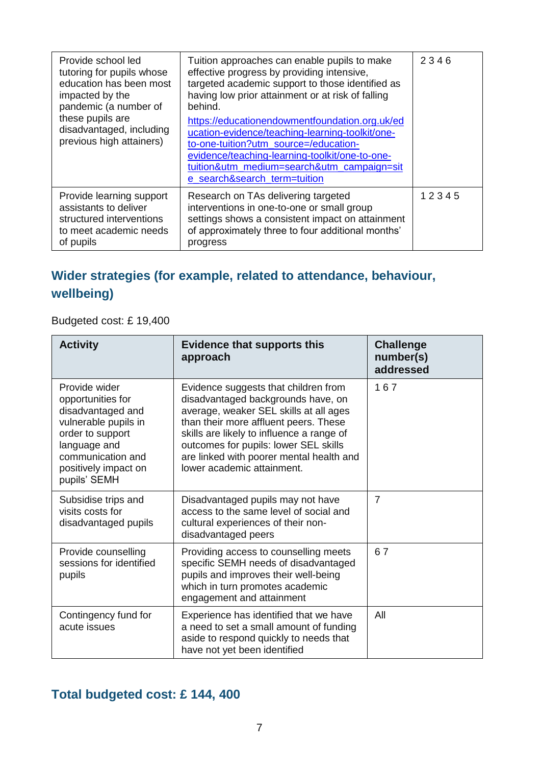| | | |
|---|---|---|
| Provide school led tutoring for pupils whose education has been most impacted by the pandemic (a number of these pupils are disadvantaged, including previous high attainers) | Tuition approaches can enable pupils to make effective progress by providing intensive, targeted academic support to those identified as having low prior attainment or at risk of falling behind.<br>[https://educationendowmentfoundation.org.uk/education-evidence/teaching-learning-toolkit/one-to-one-tuition?utm_source=/education-evidence/teaching-learning-toolkit/one-to-one-tuition&utm_medium=search&utm_campaign=site_search&search_term=tuition](https://educationendowmentfoundation.org.uk/education-evidence/teaching-learning-toolkit/one-to-one-tuition?utm_source=/education-evidence/teaching-learning-toolkit/one-to-one-tuition&utm_medium=search&utm_campaign=site_search&search_term=tuition) | 2 3 4 6 |
| Provide learning support assistants to deliver structured interventions to meet academic needs of pupils | Research on TAs delivering targeted interventions in one-to-one or small group settings shows a consistent impact on attainment of approximately three to four additional months' progress | 1 2 3 4 5 |

## Wider strategies (for example, related to attendance, behaviour, wellbeing)

Budgeted cost: £ 19,400

| Activity | Evidence that supports this approach | Challenge number(s) addressed |
|---|---|---|
| Provide wider opportunities for disadvantaged and vulnerable pupils in order to support language and communication and positively impact on pupils' SEMH | Evidence suggests that children from disadvantaged backgrounds have, on average, weaker SEL skills at all ages than their more affluent peers. These skills are likely to influence a range of outcomes for pupils: lower SEL skills are linked with poorer mental health and lower academic attainment. | 1 6 7 |
| Subsidise trips and visits costs for disadvantaged pupils | Disadvantaged pupils may not have access to the same level of social and cultural experiences of their non-disadvantaged peers | 7 |
| Provide counselling sessions for identified pupils | Providing access to counselling meets specific SEMH needs of disadvantaged pupils and improves their well-being which in turn promotes academic engagement and attainment | 6 7 |
| Contingency fund for acute issues | Experience has identified that we have a need to set a small amount of funding aside to respond quickly to needs that have not yet been identified | All |

## Total budgeted cost: £ 144, 400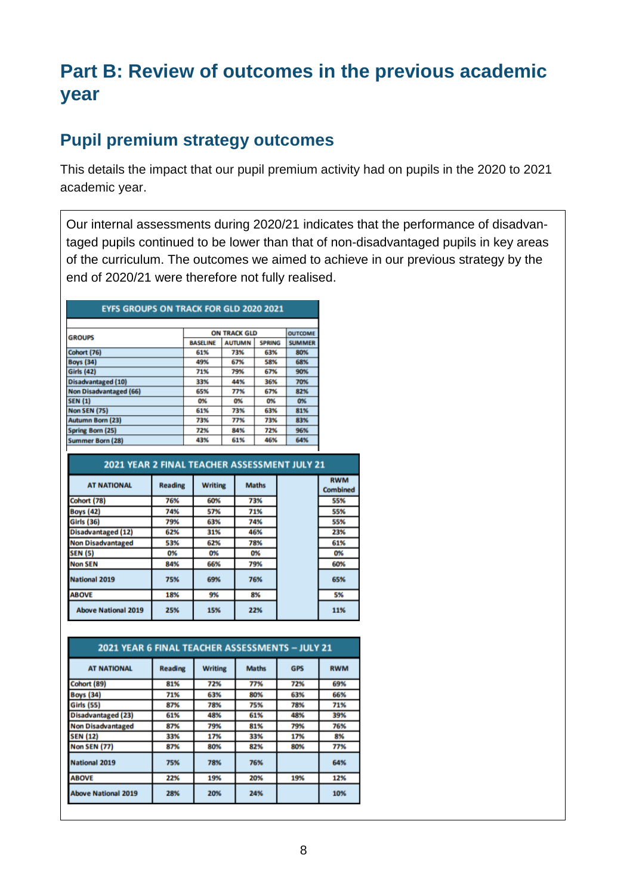# Part B: Review of outcomes in the previous academic year

## Pupil premium strategy outcomes

This details the impact that our pupil premium activity had on pupils in the 2020 to 2021 academic year.

Our internal assessments during 2020/21 indicates that the performance of disadvantaged pupils continued to be lower than that of non-disadvantaged pupils in key areas of the curriculum. The outcomes we aimed to achieve in our previous strategy by the end of 2020/21 were therefore not fully realised.

**EYFS GROUPS ON TRACK FOR GLD 2020 2021**

| GROUPS | ON TRACK GLD | | | OUTCOME |
|---|---|---|---|---|
| | BASELINE | AUTUMN | SPRING | SUMMER |
| Cohort (76) | 61% | 73% | 63% | 80% |
| Boys (34) | 49% | 67% | 58% | 68% |
| Girls (42) | 71% | 79% | 67% | 90% |
| Disadvantaged (10) | 33% | 44% | 36% | 70% |
| Non Disadvantaged (66) | 65% | 77% | 67% | 82% |
| SEN (1) | 0% | 0% | 0% | 0% |
| Non SEN (75) | 61% | 73% | 63% | 81% |
| Autumn Born (23) | 73% | 77% | 73% | 83% |
| Spring Born (25) | 72% | 84% | 72% | 96% |
| Summer Born (28) | 43% | 61% | 46% | 64% |

**2021 YEAR 2 FINAL TEACHER ASSESSMENT JULY 21**

| AT NATIONAL | Reading | Writing | Maths | | RWM Combined |
|---|---|---|---|---|---|
| Cohort (78) | 76% | 60% | 73% | | 55% |
| Boys (42) | 74% | 57% | 71% | | 55% |
| Girls (36) | 79% | 63% | 74% | | 55% |
| Disadvantaged (12) | 62% | 31% | 46% | | 23% |
| Non Disadvantaged | 53% | 62% | 78% | | 61% |
| SEN (5) | 0% | 0% | 0% | | 0% |
| Non SEN | 84% | 66% | 79% | | 60% |
| National 2019 | 75% | 69% | 76% | | 65% |
| ABOVE | 18% | 9% | 8% | | 5% |
| Above National 2019 | 25% | 15% | 22% | | 11% |

**2021 YEAR 6 FINAL TEACHER ASSESSMENTS – JULY 21**

| AT NATIONAL | Reading | Writing | Maths | GPS | RWM |
|---|---|---|---|---|---|
| Cohort (89) | 81% | 72% | 77% | 72% | 69% |
| Boys (34) | 71% | 63% | 80% | 63% | 66% |
| Girls (55) | 87% | 78% | 75% | 78% | 71% |
| Disadvantaged (23) | 61% | 48% | 61% | 48% | 39% |
| Non Disadvantaged | 87% | 79% | 81% | 79% | 76% |
| SEN (12) | 33% | 17% | 33% | 17% | 8% |
| Non SEN (77) | 87% | 80% | 82% | 80% | 77% |
| National 2019 | 75% | 78% | 76% | | 64% |
| ABOVE | 22% | 19% | 20% | 19% | 12% |
| Above National 2019 | 28% | 20% | 24% | | 10% |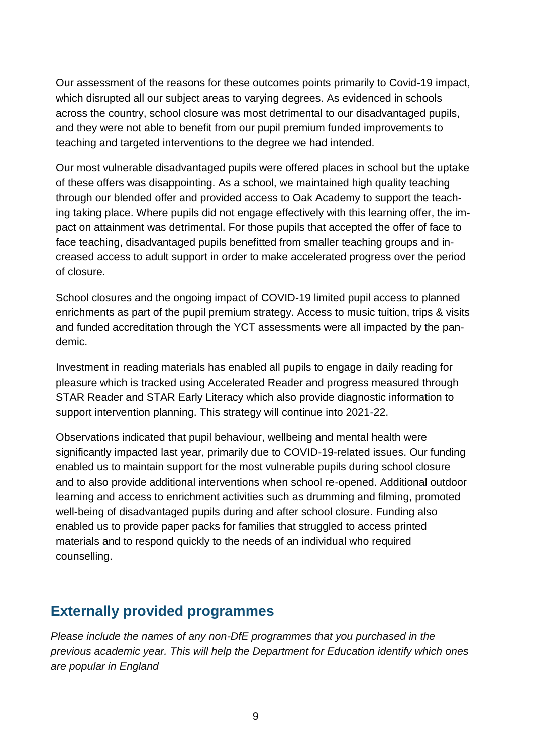Our assessment of the reasons for these outcomes points primarily to Covid-19 impact, which disrupted all our subject areas to varying degrees. As evidenced in schools across the country, school closure was most detrimental to our disadvantaged pupils, and they were not able to benefit from our pupil premium funded improvements to teaching and targeted interventions to the degree we had intended.

Our most vulnerable disadvantaged pupils were offered places in school but the uptake of these offers was disappointing. As a school, we maintained high quality teaching through our blended offer and provided access to Oak Academy to support the teaching taking place. Where pupils did not engage effectively with this learning offer, the impact on attainment was detrimental. For those pupils that accepted the offer of face to face teaching, disadvantaged pupils benefitted from smaller teaching groups and increased access to adult support in order to make accelerated progress over the period of closure.

School closures and the ongoing impact of COVID-19 limited pupil access to planned enrichments as part of the pupil premium strategy. Access to music tuition, trips & visits and funded accreditation through the YCT assessments were all impacted by the pandemic.

Investment in reading materials has enabled all pupils to engage in daily reading for pleasure which is tracked using Accelerated Reader and progress measured through STAR Reader and STAR Early Literacy which also provide diagnostic information to support intervention planning. This strategy will continue into 2021-22.

Observations indicated that pupil behaviour, wellbeing and mental health were significantly impacted last year, primarily due to COVID-19-related issues. Our funding enabled us to maintain support for the most vulnerable pupils during school closure and to also provide additional interventions when school re-opened. Additional outdoor learning and access to enrichment activities such as drumming and filming, promoted well-being of disadvantaged pupils during and after school closure. Funding also enabled us to provide paper packs for families that struggled to access printed materials and to respond quickly to the needs of an individual who required counselling.

## Externally provided programmes

*Please include the names of any non-DfE programmes that you purchased in the previous academic year. This will help the Department for Education identify which ones are popular in England*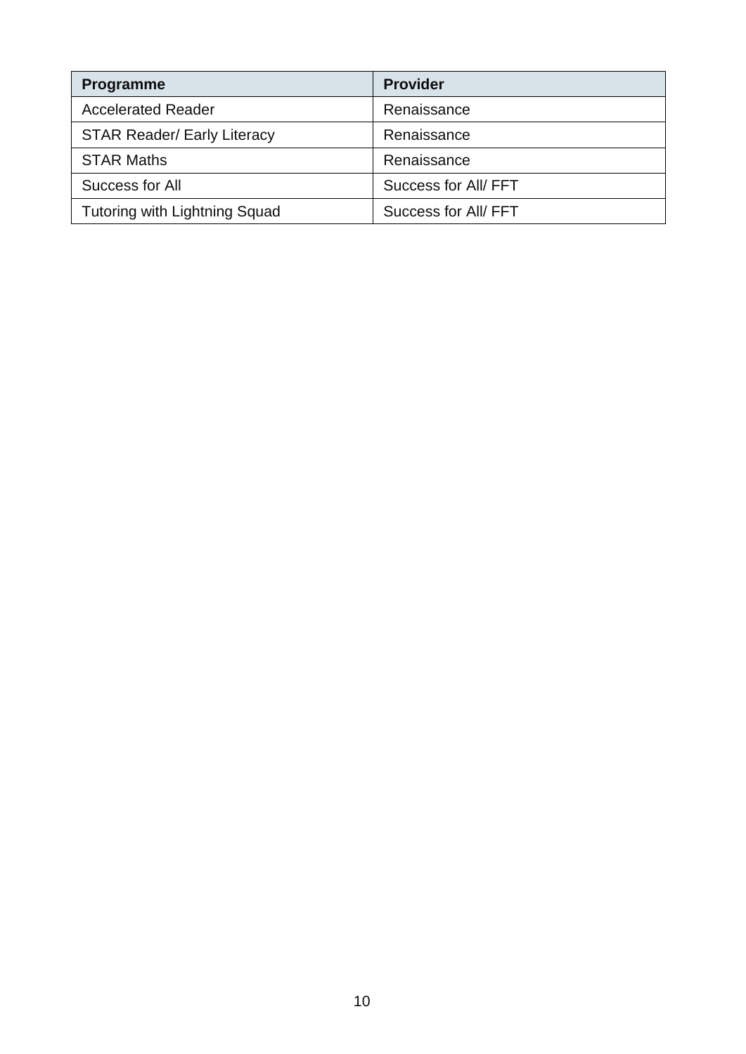| Programme | Provider |
| --- | --- |
| Accelerated Reader | Renaissance |
| STAR Reader/ Early Literacy | Renaissance |
| STAR Maths | Renaissance |
| Success for All | Success for All/ FFT |
| Tutoring with Lightning Squad | Success for All/ FFT |